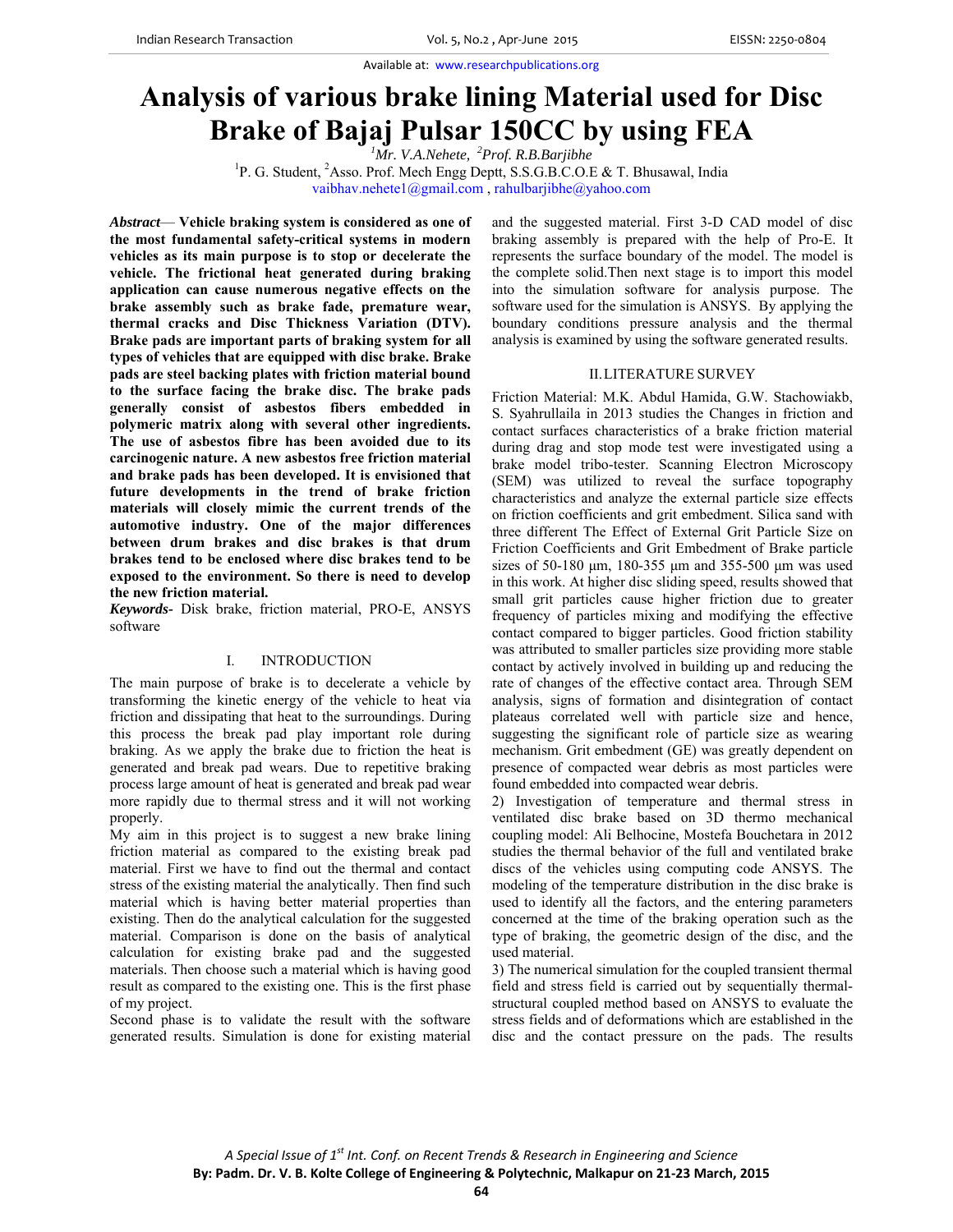# Analysis of various brake lining Material used for Disc Brake of Bajaj Pulsar 150CC by using FEA

[1]Mr. V.A.Nehete, [2]Prof. R.B.Barjibhe

[1]P. G. Student, [2]Asso. Prof. Mech Engg Deptt, S.S.G.B.C.O.E & T. Bhusawal, India

vaibhav.nehete1@gmail.com , rahulbarjibhe@yahoo.com

***Abstract*— Vehicle braking system is considered as one of the most fundamental safety-critical systems in modern vehicles as its main purpose is to stop or decelerate the vehicle. The frictional heat generated during braking application can cause numerous negative effects on the brake assembly such as brake fade, premature wear, thermal cracks and Disc Thickness Variation (DTV). Brake pads are important parts of braking system for all types of vehicles that are equipped with disc brake. Brake pads are steel backing plates with friction material bound to the surface facing the brake disc. The brake pads generally consist of asbestos fibers embedded in polymeric matrix along with several other ingredients. The use of asbestos fibre has been avoided due to its carcinogenic nature. A new asbestos free friction material and brake pads has been developed. It is envisioned that future developments in the trend of brake friction materials will closely mimic the current trends of the automotive industry. One of the major differences between drum brakes and disc brakes is that drum brakes tend to be enclosed where disc brakes tend to be exposed to the environment. So there is need to develop the new friction material.**

***Keywords*-** Disk brake, friction material, PRO-E, ANSYS software

## I. INTRODUCTION

The main purpose of brake is to decelerate a vehicle by transforming the kinetic energy of the vehicle to heat via friction and dissipating that heat to the surroundings. During this process the break pad play important role during braking. As we apply the brake due to friction the heat is generated and break pad wears. Due to repetitive braking process large amount of heat is generated and break pad wear more rapidly due to thermal stress and it will not working properly.

My aim in this project is to suggest a new brake lining friction material as compared to the existing break pad material. First we have to find out the thermal and contact stress of the existing material the analytically. Then find such material which is having better material properties than existing. Then do the analytical calculation for the suggested material. Comparison is done on the basis of analytical calculation for existing brake pad and the suggested materials. Then choose such a material which is having good result as compared to the existing one. This is the first phase of my project.

Second phase is to validate the result with the software generated results. Simulation is done for existing material and the suggested material. First 3-D CAD model of disc braking assembly is prepared with the help of Pro-E. It represents the surface boundary of the model. The model is the complete solid.Then next stage is to import this model into the simulation software for analysis purpose. The software used for the simulation is ANSYS. By applying the boundary conditions pressure analysis and the thermal analysis is examined by using the software generated results.

## II. LITERATURE SURVEY

Friction Material: M.K. Abdul Hamida, G.W. Stachowiakb, S. Syahrullaila in 2013 studies the Changes in friction and contact surfaces characteristics of a brake friction material during drag and stop mode test were investigated using a brake model tribo-tester. Scanning Electron Microscopy (SEM) was utilized to reveal the surface topography characteristics and analyze the external particle size effects on friction coefficients and grit embedment. Silica sand with three different The Effect of External Grit Particle Size on Friction Coefficients and Grit Embedment of Brake particle sizes of 50-180 μm, 180-355 μm and 355-500 μm was used in this work. At higher disc sliding speed, results showed that small grit particles cause higher friction due to greater frequency of particles mixing and modifying the effective contact compared to bigger particles. Good friction stability was attributed to smaller particles size providing more stable contact by actively involved in building up and reducing the rate of changes of the effective contact area. Through SEM analysis, signs of formation and disintegration of contact plateaus correlated well with particle size and hence, suggesting the significant role of particle size as wearing mechanism. Grit embedment (GE) was greatly dependent on presence of compacted wear debris as most particles were found embedded into compacted wear debris.

2) Investigation of temperature and thermal stress in ventilated disc brake based on 3D thermo mechanical coupling model: Ali Belhocine, Mostefa Bouchetara in 2012 studies the thermal behavior of the full and ventilated brake discs of the vehicles using computing code ANSYS. The modeling of the temperature distribution in the disc brake is used to identify all the factors, and the entering parameters concerned at the time of the braking operation such as the type of braking, the geometric design of the disc, and the used material.

3) The numerical simulation for the coupled transient thermal field and stress field is carried out by sequentially thermal-structural coupled method based on ANSYS to evaluate the stress fields and of deformations which are established in the disc and the contact pressure on the pads. The results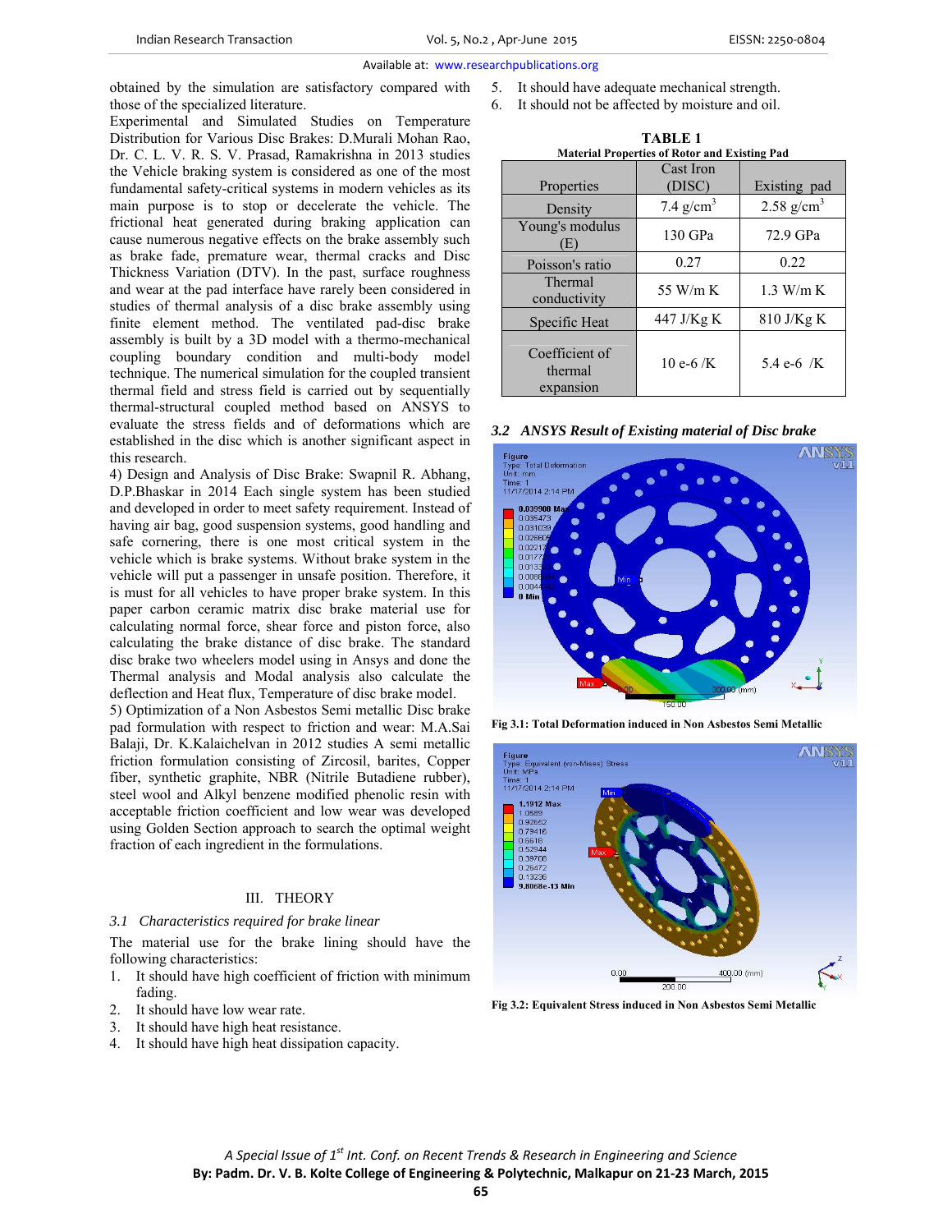obtained by the simulation are satisfactory compared with those of the specialized literature.

Experimental and Simulated Studies on Temperature Distribution for Various Disc Brakes: D.Murali Mohan Rao, Dr. C. L. V. R. S. V. Prasad, Ramakrishna in 2013 studies the Vehicle braking system is considered as one of the most fundamental safety-critical systems in modern vehicles as its main purpose is to stop or decelerate the vehicle. The frictional heat generated during braking application can cause numerous negative effects on the brake assembly such as brake fade, premature wear, thermal cracks and Disc Thickness Variation (DTV). In the past, surface roughness and wear at the pad interface have rarely been considered in studies of thermal analysis of a disc brake assembly using finite element method. The ventilated pad-disc brake assembly is built by a 3D model with a thermo-mechanical coupling boundary condition and multi-body model technique. The numerical simulation for the coupled transient thermal field and stress field is carried out by sequentially thermal-structural coupled method based on ANSYS to evaluate the stress fields and of deformations which are established in the disc which is another significant aspect in this research.

4) Design and Analysis of Disc Brake: Swapnil R. Abhang, D.P.Bhaskar in 2014 Each single system has been studied and developed in order to meet safety requirement. Instead of having air bag, good suspension systems, good handling and safe cornering, there is one most critical system in the vehicle which is brake systems. Without brake system in the vehicle will put a passenger in unsafe position. Therefore, it is must for all vehicles to have proper brake system. In this paper carbon ceramic matrix disc brake material use for calculating normal force, shear force and piston force, also calculating the brake distance of disc brake. The standard disc brake two wheelers model using in Ansys and done the Thermal analysis and Modal analysis also calculate the deflection and Heat flux, Temperature of disc brake model.

5) Optimization of a Non Asbestos Semi metallic Disc brake pad formulation with respect to friction and wear: M.A.Sai Balaji, Dr. K.Kalaichelvan in 2012 studies A semi metallic friction formulation consisting of Zircosil, barites, Copper fiber, synthetic graphite, NBR (Nitrile Butadiene rubber), steel wool and Alkyl benzene modified phenolic resin with acceptable friction coefficient and low wear was developed using Golden Section approach to search the optimal weight fraction of each ingredient in the formulations.

## III. THEORY

### 3.1 Characteristics required for brake linear

The material use for the brake lining should have the following characteristics:

1. It should have high coefficient of friction with minimum fading.
2. It should have low wear rate.
3. It should have high heat resistance.
4. It should have high heat dissipation capacity.
5. It should have adequate mechanical strength.
6. It should not be affected by moisture and oil.

**TABLE 1**
**Material Properties of Rotor and Existing Pad**

| Properties | Cast Iron (DISC) | Existing pad |
|---|---|---|
| Density | 7.4 g/cm$^3$ | 2.58 g/cm$^3$ |
| Young's modulus (E) | 130 GPa | 72.9 GPa |
| Poisson's ratio | 0.27 | 0.22 |
| Thermal conductivity | 55 W/m K | 1.3 W/m K |
| Specific Heat | 447 J/Kg K | 810 J/Kg K |
| Coefficient of thermal expansion | 10 e-6 /K | 5.4 e-6 /K |

### *3.2 ANSYS Result of Existing material of Disc brake*

**Fig 3.1: Total Deformation induced in Non Asbestos Semi Metallic**

**Fig 3.2: Equivalent Stress induced in Non Asbestos Semi Metallic**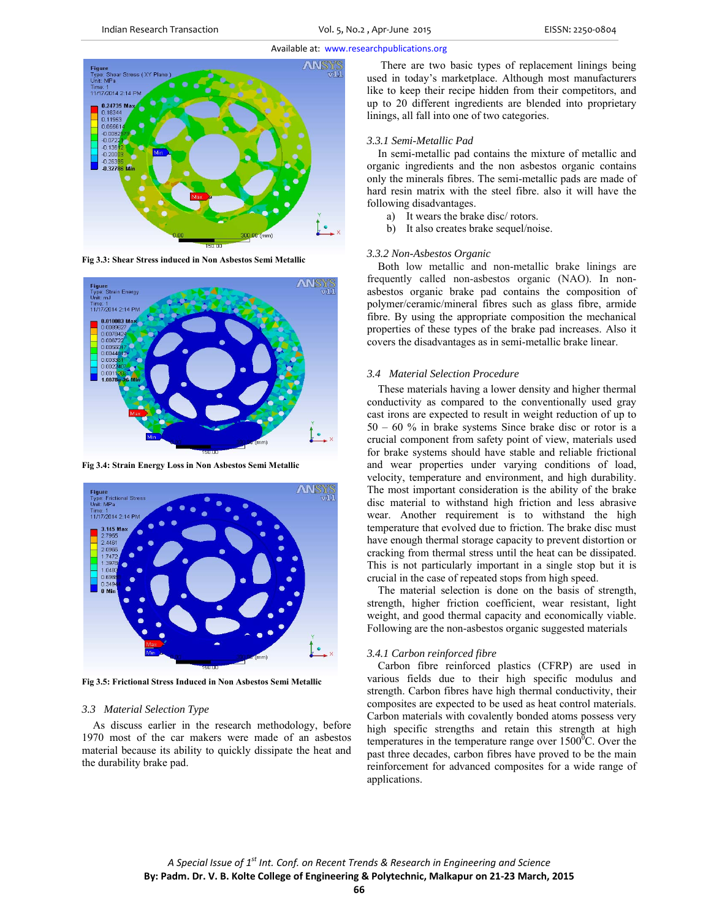Fig 3.3: Shear Stress induced in Non Asbestos Semi Metallic

Fig 3.4: Strain Energy Loss in Non Asbestos Semi Metallic

Fig 3.5: Frictional Stress Induced in Non Asbestos Semi Metallic

### 3.3 Material Selection Type

As discuss earlier in the research methodology, before 1970 most of the car makers were made of an asbestos material because its ability to quickly dissipate the heat and the durability brake pad.

There are two basic types of replacement linings being used in today's marketplace. Although most manufacturers like to keep their recipe hidden from their competitors, and up to 20 different ingredients are blended into proprietary linings, all fall into one of two categories.

#### 3.3.1 Semi-Metallic Pad

In semi-metallic pad contains the mixture of metallic and organic ingredients and the non asbestos organic contains only the minerals fibres. The semi-metallic pads are made of hard resin matrix with the steel fibre. also it will have the following disadvantages.

a) It wears the brake disc/ rotors.
b) It also creates brake sequel/noise.

#### 3.3.2 Non-Asbestos Organic

Both low metallic and non-metallic brake linings are frequently called non-asbestos organic (NAO). In non-asbestos organic brake pad contains the composition of polymer/ceramic/mineral fibres such as glass fibre, armide fibre. By using the appropriate composition the mechanical properties of these types of the brake pad increases. Also it covers the disadvantages as in semi-metallic brake linear.

### 3.4 Material Selection Procedure

These materials having a lower density and higher thermal conductivity as compared to the conventionally used gray cast irons are expected to result in weight reduction of up to 50 – 60 % in brake systems Since brake disc or rotor is a crucial component from safety point of view, materials used for brake systems should have stable and reliable frictional and wear properties under varying conditions of load, velocity, temperature and environment, and high durability. The most important consideration is the ability of the brake disc material to withstand high friction and less abrasive wear. Another requirement is to withstand the high temperature that evolved due to friction. The brake disc must have enough thermal storage capacity to prevent distortion or cracking from thermal stress until the heat can be dissipated. This is not particularly important in a single stop but it is crucial in the case of repeated stops from high speed.

The material selection is done on the basis of strength, strength, higher friction coefficient, wear resistant, light weight, and good thermal capacity and economically viable. Following are the non-asbestos organic suggested materials

#### 3.4.1 Carbon reinforced fibre

Carbon fibre reinforced plastics (CFRP) are used in various fields due to their high specific modulus and strength. Carbon fibres have high thermal conductivity, their composites are expected to be used as heat control materials. Carbon materials with covalently bonded atoms possess very high specific strengths and retain this strength at high temperatures in the temperature range over 1500$^0$C. Over the past three decades, carbon fibres have proved to be the main reinforcement for advanced composites for a wide range of applications.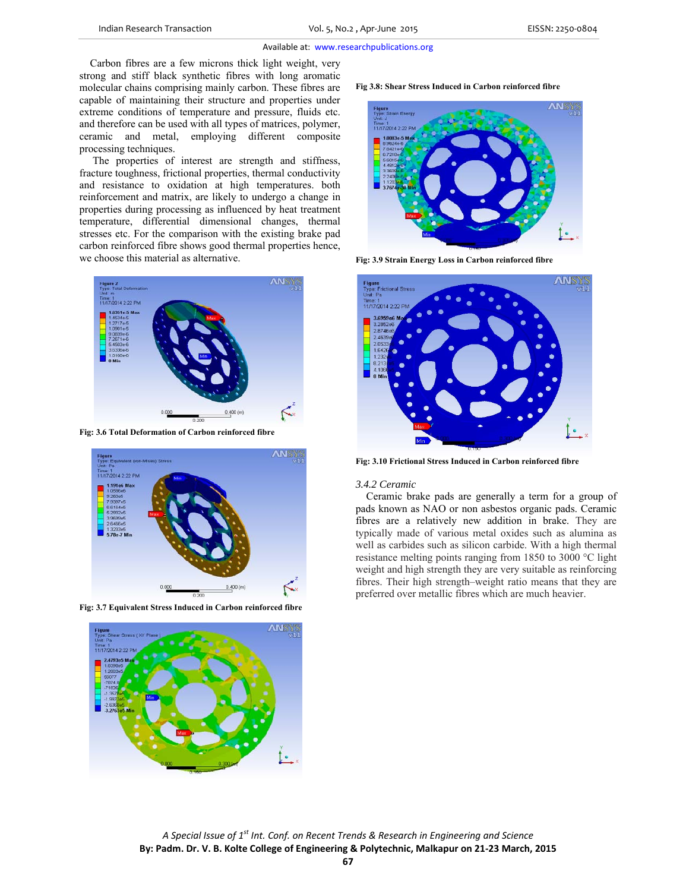Carbon fibres are a few microns thick light weight, very strong and stiff black synthetic fibres with long aromatic molecular chains comprising mainly carbon. These fibres are capable of maintaining their structure and properties under extreme conditions of temperature and pressure, fluids etc. and therefore can be used with all types of matrices, polymer, ceramic and metal, employing different composite processing techniques.

The properties of interest are strength and stiffness, fracture toughness, frictional properties, thermal conductivity and resistance to oxidation at high temperatures. both reinforcement and matrix, are likely to undergo a change in properties during processing as influenced by heat treatment temperature, differential dimensional changes, thermal stresses etc. For the comparison with the existing brake pad carbon reinforced fibre shows good thermal properties hence, we choose this material as alternative.

**Fig: 3.6 Total Deformation of Carbon reinforced fibre**

**Fig: 3.7 Equivalent Stress Induced in Carbon reinforced fibre**

**Fig 3.8: Shear Stress Induced in Carbon reinforced fibre**

**Fig: 3.9 Strain Energy Loss in Carbon reinforced fibre**

**Fig: 3.10 Frictional Stress Induced in Carbon reinforced fibre**

### *3.4.2 Ceramic*

Ceramic brake pads are generally a term for a group of pads known as NAO or non asbestos organic pads. Ceramic fibres are a relatively new addition in brake. They are typically made of various metal oxides such as alumina as well as carbides such as silicon carbide. With a high thermal resistance melting points ranging from 1850 to 3000 °C light weight and high strength they are very suitable as reinforcing fibres. Their high strength–weight ratio means that they are preferred over metallic fibres which are much heavier.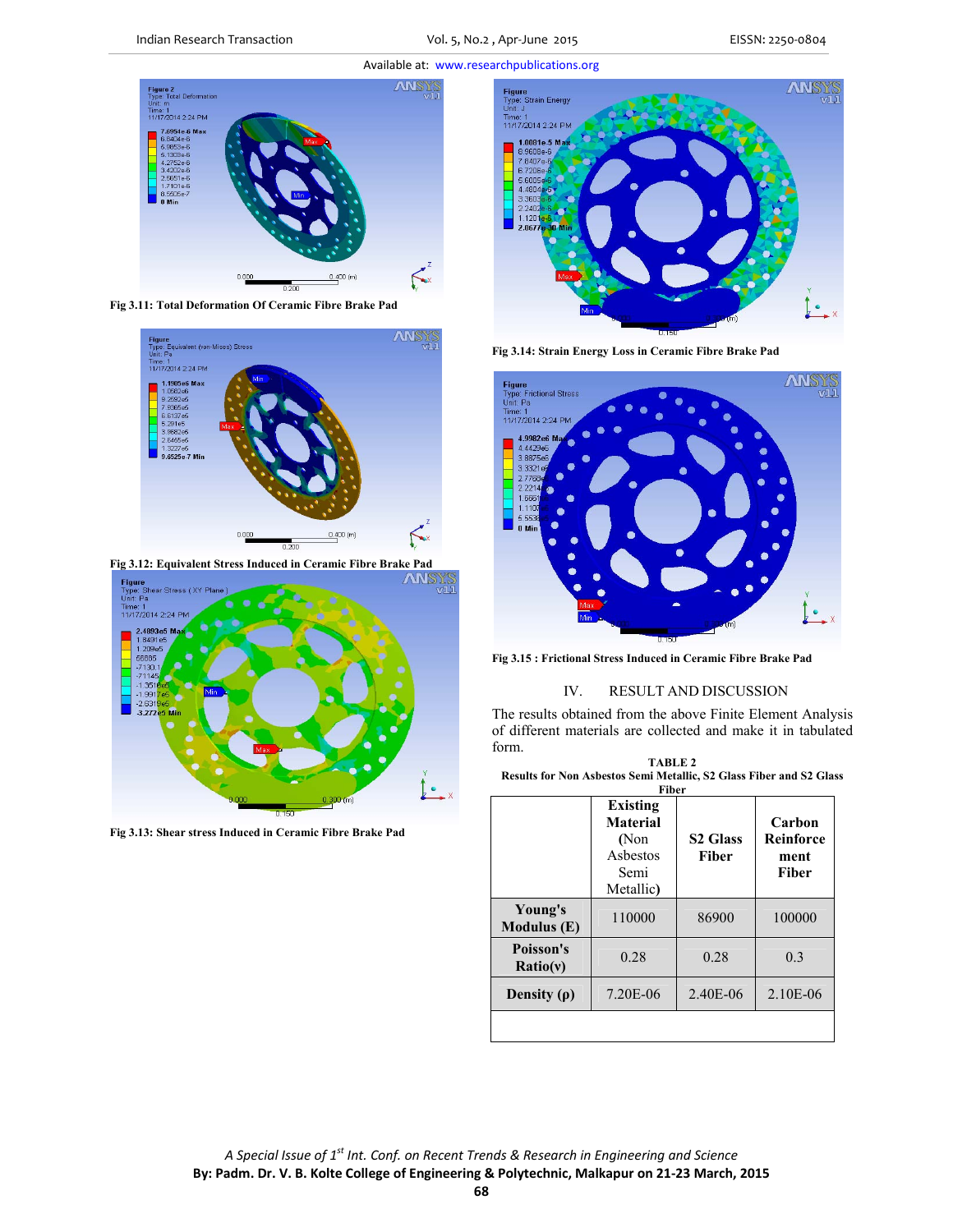Fig 3.11: Total Deformation Of Ceramic Fibre Brake Pad

Fig 3.12: Equivalent Stress Induced in Ceramic Fibre Brake Pad

Fig 3.13: Shear stress Induced in Ceramic Fibre Brake Pad

Fig 3.14: Strain Energy Loss in Ceramic Fibre Brake Pad

Fig 3.15 : Frictional Stress Induced in Ceramic Fibre Brake Pad

## IV. RESULT AND DISCUSSION

The results obtained from the above Finite Element Analysis of different materials are collected and make it in tabulated form.

**TABLE 2**
**Results for Non Asbestos Semi Metallic, S2 Glass Fiber and S2 Glass Fiber**

| | **Existing Material (Non Asbestos Semi Metallic)** | **S2 Glass Fiber** | **Carbon Reinforcement Fiber** |
|---|---|---|---|
| **Young's Modulus (E)** | 110000 | 86900 | 100000 |
| **Poisson's Ratio(v)** | 0.28 | 0.28 | 0.3 |
| **Density (ρ)** | 7.20E-06 | 2.40E-06 | 2.10E-06 |
| | | | |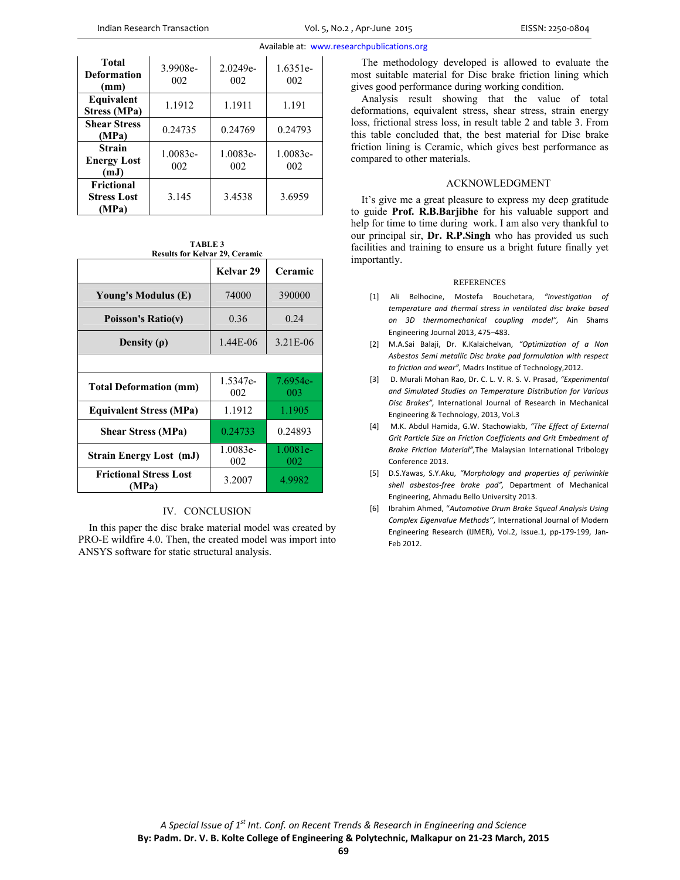| | | | |
|---|---|---|---|
| **Total Deformation (mm)** | 3.9908e-002 | 2.0249e-002 | 1.6351e-002 |
| **Equivalent Stress (MPa)** | 1.1912 | 1.1911 | 1.191 |
| **Shear Stress (MPa)** | 0.24735 | 0.24769 | 0.24793 |
| **Strain Energy Lost (mJ)** | 1.0083e-002 | 1.0083e-002 | 1.0083e-002 |
| **Frictional Stress Lost (MPa)** | 3.145 | 3.4538 | 3.6959 |

TABLE 3
Results for Kelvar 29, Ceramic

| | **Kelvar 29** | **Ceramic** |
|---|---|---|
| **Young's Modulus (E)** | 74000 | 390000 |
| **Poisson's Ratio(v)** | 0.36 | 0.24 |
| **Density (ρ)** | 1.44E-06 | 3.21E-06 |
| | | |
| **Total Deformation (mm)** | 1.5347e-002 | 7.6954e-003 |
| **Equivalent Stress (MPa)** | 1.1912 | 1.1905 |
| **Shear Stress (MPa)** | 0.24733 | 0.24893 |
| **Strain Energy Lost (mJ)** | 1.0083e-002 | 1.0081e-002 |
| **Frictional Stress Lost (MPa)** | 3.2007 | 4.9982 |

## IV. CONCLUSION

In this paper the disc brake material model was created by PRO-E wildfire 4.0. Then, the created model was import into ANSYS software for static structural analysis.

The methodology developed is allowed to evaluate the most suitable material for Disc brake friction lining which gives good performance during working condition.

Analysis result showing that the value of total deformations, equivalent stress, shear stress, strain energy loss, frictional stress loss, in result table 2 and table 3. From this table concluded that, the best material for Disc brake friction lining is Ceramic, which gives best performance as compared to other materials.

## ACKNOWLEDGMENT

It's give me a great pleasure to express my deep gratitude to guide **Prof. R.B.Barjibhe** for his valuable support and help for time to time during work. I am also very thankful to our principal sir, **Dr. R.P.Singh** who has provided us such facilities and training to ensure us a bright future finally yet importantly.

## REFERENCES

[1] Ali Belhocine, Mostefa Bouchetara, *"Investigation of temperature and thermal stress in ventilated disc brake based on 3D thermomechanical coupling model"*, Ain Shams Engineering Journal 2013, 475–483.

[2] M.A.Sai Balaji, Dr. K.Kalaichelvan, *"Optimization of a Non Asbestos Semi metallic Disc brake pad formulation with respect to friction and wear"*, Madrs Institue of Technology,2012.

[3] D. Murali Mohan Rao, Dr. C. L. V. R. S. V. Prasad, *"Experimental and Simulated Studies on Temperature Distribution for Various Disc Brakes"*, International Journal of Research in Mechanical Engineering & Technology, 2013, Vol.3

[4] M.K. Abdul Hamida, G.W. Stachowiakb, *"The Effect of External Grit Particle Size on Friction Coefficients and Grit Embedment of Brake Friction Material"*,The Malaysian International Tribology Conference 2013.

[5] D.S.Yawas, S.Y.Aku, *"Morphology and properties of periwinkle shell asbestos-free brake pad"*, Department of Mechanical Engineering, Ahmadu Bello University 2013.

[6] Ibrahim Ahmed, "*Automotive Drum Brake Squeal Analysis Using Complex Eigenvalue Methods''*, International Journal of Modern Engineering Research (IJMER), Vol.2, Issue.1, pp-179-199, Jan-Feb 2012.